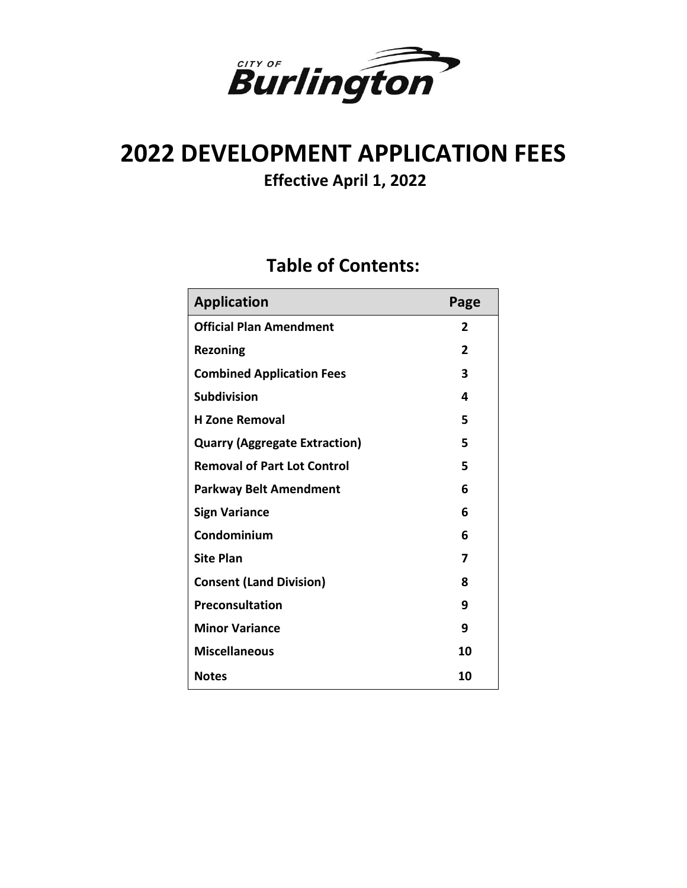CITY OF Burlington

# 2022 DEVELOPMENT APPLICATION FEES

**Effective April 1, 2022**

## Table of Contents:

| Application | Page |
|---|---|
| **Official Plan Amendment** | **2** |
| **Rezoning** | **2** |
| **Combined Application Fees** | **3** |
| **Subdivision** | **4** |
| **H Zone Removal** | **5** |
| **Quarry (Aggregate Extraction)** | **5** |
| **Removal of Part Lot Control** | **5** |
| **Parkway Belt Amendment** | **6** |
| **Sign Variance** | **6** |
| **Condominium** | **6** |
| **Site Plan** | **7** |
| **Consent (Land Division)** | **8** |
| **Preconsultation** | **9** |
| **Minor Variance** | **9** |
| **Miscellaneous** | **10** |
| **Notes** | **10** |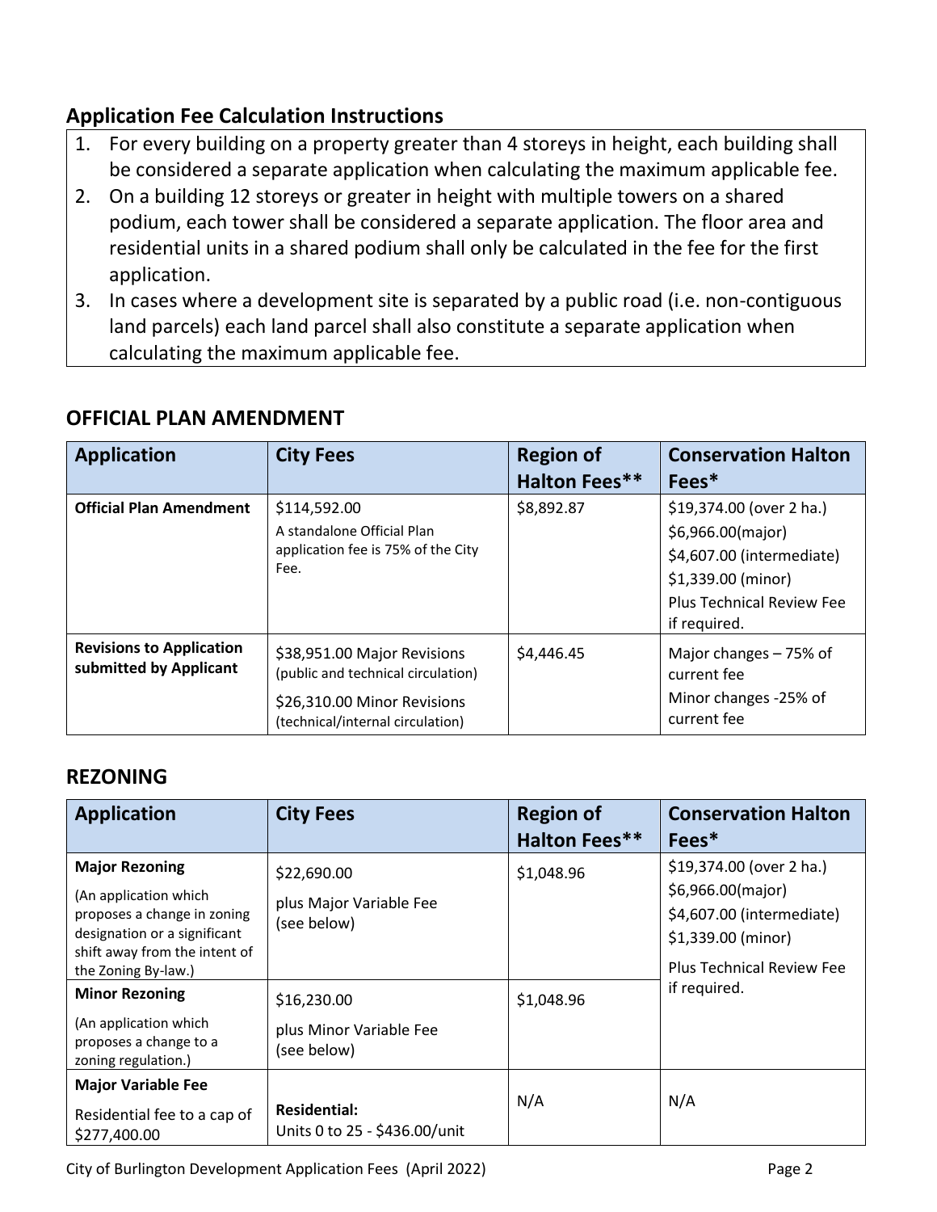## Application Fee Calculation Instructions

1. For every building on a property greater than 4 storeys in height, each building shall be considered a separate application when calculating the maximum applicable fee.
2. On a building 12 storeys or greater in height with multiple towers on a shared podium, each tower shall be considered a separate application. The floor area and residential units in a shared podium shall only be calculated in the fee for the first application.
3. In cases where a development site is separated by a public road (i.e. non-contiguous land parcels) each land parcel shall also constitute a separate application when calculating the maximum applicable fee.

## OFFICIAL PLAN AMENDMENT

| Application | City Fees | Region of Halton Fees** | Conservation Halton Fees* |
|---|---|---|---|
| **Official Plan Amendment** | $114,592.00<br>A standalone Official Plan application fee is 75% of the City Fee. | $8,892.87 | $19,374.00 (over 2 ha.)<br>$6,966.00(major)<br>$4,607.00 (intermediate)<br>$1,339.00 (minor)<br>Plus Technical Review Fee if required. |
| **Revisions to Application submitted by Applicant** | $38,951.00 Major Revisions (public and technical circulation)<br>$26,310.00 Minor Revisions (technical/internal circulation) | $4,446.45 | Major changes – 75% of current fee<br>Minor changes -25% of current fee |

## REZONING

| Application | City Fees | Region of Halton Fees** | Conservation Halton Fees* |
|---|---|---|---|
| **Major Rezoning**<br>(An application which proposes a change in zoning designation or a significant shift away from the intent of the Zoning By-law.) | $22,690.00<br>plus Major Variable Fee (see below) | $1,048.96 | $19,374.00 (over 2 ha.)<br>$6,966.00(major)<br>$4,607.00 (intermediate)<br>$1,339.00 (minor)<br>Plus Technical Review Fee if required. |
| **Minor Rezoning**<br>(An application which proposes a change to a zoning regulation.) | $16,230.00<br>plus Minor Variable Fee (see below) | $1,048.96 | |
| **Major Variable Fee**<br>Residential fee to a cap of $277,400.00 | **Residential:**<br>Units 0 to 25 - $436.00/unit | N/A | N/A |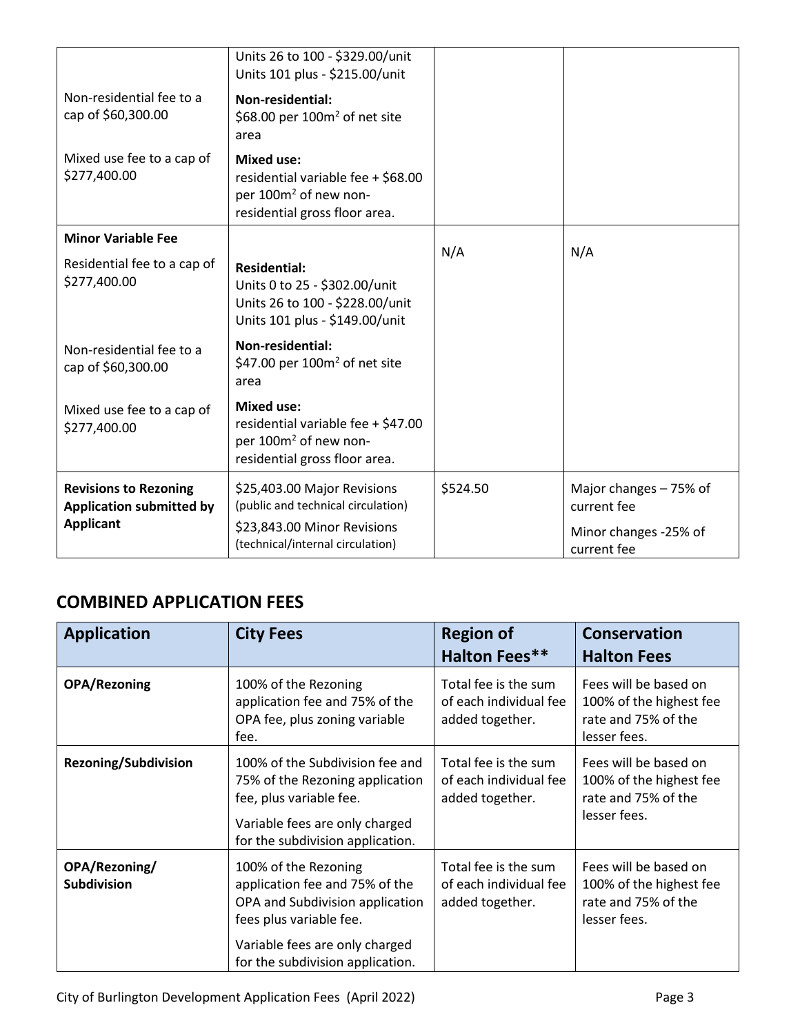| | | | |
|---|---|---|---|
| Non-residential fee to a cap of $60,300.00<br><br>Mixed use fee to a cap of $277,400.00 | Units 26 to 100 - $329.00/unit<br>Units 101 plus - $215.00/unit<br><br>**Non-residential:**<br>$68.00 per 100m$^2$ of net site area<br><br>**Mixed use:**<br>residential variable fee + $68.00 per 100m$^2$ of new non-residential gross floor area. | | |
| **Minor Variable Fee**<br><br>Residential fee to a cap of $277,400.00<br><br>Non-residential fee to a cap of $60,300.00<br><br>Mixed use fee to a cap of $277,400.00 | **Residential:**<br>Units 0 to 25 - $302.00/unit<br>Units 26 to 100 - $228.00/unit<br>Units 101 plus - $149.00/unit<br><br>**Non-residential:**<br>$47.00 per 100m$^2$ of net site area<br><br>**Mixed use:**<br>residential variable fee + $47.00 per 100m$^2$ of new non-residential gross floor area. | N/A | N/A |
| **Revisions to Rezoning Application submitted by Applicant** | $25,403.00 Major Revisions (public and technical circulation)<br><br>$23,843.00 Minor Revisions (technical/internal circulation) | $524.50 | Major changes – 75% of current fee<br><br>Minor changes -25% of current fee |

## COMBINED APPLICATION FEES

| Application | City Fees | Region of Halton Fees** | Conservation Halton Fees |
|---|---|---|---|
| **OPA/Rezoning** | 100% of the Rezoning application fee and 75% of the OPA fee, plus zoning variable fee. | Total fee is the sum of each individual fee added together. | Fees will be based on 100% of the highest fee rate and 75% of the lesser fees. |
| **Rezoning/Subdivision** | 100% of the Subdivision fee and 75% of the Rezoning application fee, plus variable fee.<br><br>Variable fees are only charged for the subdivision application. | Total fee is the sum of each individual fee added together. | Fees will be based on 100% of the highest fee rate and 75% of the lesser fees. |
| **OPA/Rezoning/ Subdivision** | 100% of the Rezoning application fee and 75% of the OPA and Subdivision application fees plus variable fee.<br><br>Variable fees are only charged for the subdivision application. | Total fee is the sum of each individual fee added together. | Fees will be based on 100% of the highest fee rate and 75% of the lesser fees. |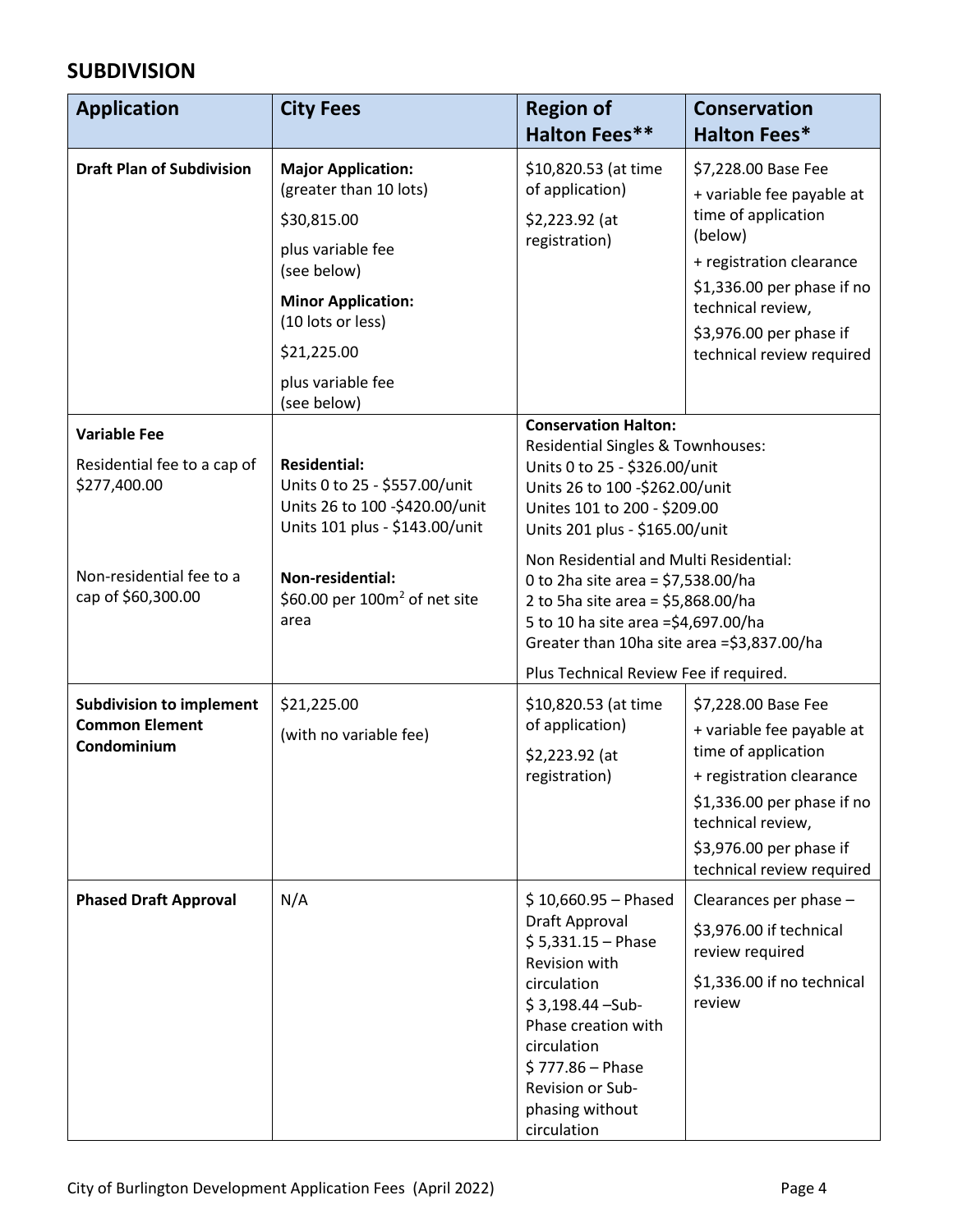## SUBDIVISION

| Application | City Fees | Region of Halton Fees** | Conservation Halton Fees* |
|---|---|---|---|
| **Draft Plan of Subdivision** | **Major Application:** (greater than 10 lots)<br>$30,815.00<br>plus variable fee (see below)<br>**Minor Application:** (10 lots or less)<br>$21,225.00<br>plus variable fee (see below) | $10,820.53 (at time of application)<br>$2,223.92 (at registration) | $7,228.00 Base Fee<br>+ variable fee payable at time of application (below)<br>+ registration clearance<br>$1,336.00 per phase if no technical review,<br>$3,976.00 per phase if technical review required |
| **Variable Fee**<br>Residential fee to a cap of $277,400.00<br><br>Non-residential fee to a cap of $60,300.00 | **Residential:**<br>Units 0 to 25 - $557.00/unit<br>Units 26 to 100 -$420.00/unit<br>Units 101 plus - $143.00/unit<br><br>**Non-residential:**<br>$60.00 per 100m$^2$ of net site area | **Conservation Halton:**<br>Residential Singles & Townhouses:<br>Units 0 to 25 - $326.00/unit<br>Units 26 to 100 -$262.00/unit<br>Unites 101 to 200 - $209.00<br>Units 201 plus - $165.00/unit<br><br>Non Residential and Multi Residential:<br>0 to 2ha site area = $7,538.00/ha<br>2 to 5ha site area = $5,868.00/ha<br>5 to 10 ha site area =$4,697.00/ha<br>Greater than 10ha site area =$3,837.00/ha<br><br>Plus Technical Review Fee if required. | |
| **Subdivision to implement Common Element Condominium** | $21,225.00<br>(with no variable fee) | $10,820.53 (at time of application)<br>$2,223.92 (at registration) | $7,228.00 Base Fee<br>+ variable fee payable at time of application<br>+ registration clearance<br>$1,336.00 per phase if no technical review,<br>$3,976.00 per phase if technical review required |
| **Phased Draft Approval** | N/A | $ 10,660.95 – Phased Draft Approval<br>$ 5,331.15 – Phase Revision with circulation<br>$ 3,198.44 –Sub-Phase creation with circulation<br>$ 777.86 – Phase Revision or Sub-phasing without circulation | Clearances per phase –<br>$3,976.00 if technical review required<br>$1,336.00 if no technical review |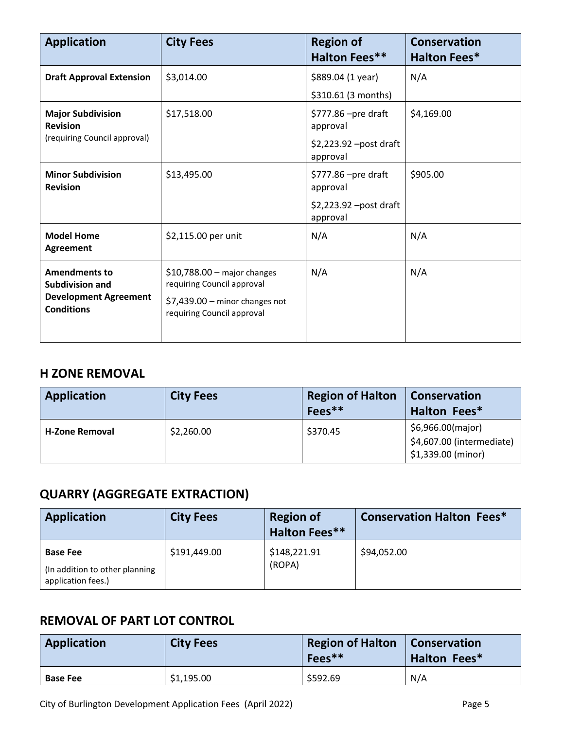| Application | City Fees | Region of Halton Fees** | Conservation Halton Fees* |
|---|---|---|---|
| **Draft Approval Extension** | $3,014.00 | $889.04 (1 year)<br>$310.61 (3 months) | N/A |
| **Major Subdivision Revision** (requiring Council approval) | $17,518.00 | $777.86 –pre draft approval<br>$2,223.92 –post draft approval | $4,169.00 |
| **Minor Subdivision Revision** | $13,495.00 | $777.86 –pre draft approval<br>$2,223.92 –post draft approval | $905.00 |
| **Model Home Agreement** | $2,115.00 per unit | N/A | N/A |
| **Amendments to Subdivision and Development Agreement Conditions** | $10,788.00 – major changes requiring Council approval<br>$7,439.00 – minor changes not requiring Council approval | N/A | N/A |

## H ZONE REMOVAL

| Application | City Fees | Region of Halton Fees** | Conservation Halton Fees* |
|---|---|---|---|
| **H-Zone Removal** | $2,260.00 | $370.45 | $6,966.00(major)<br>$4,607.00 (intermediate)<br>$1,339.00 (minor) |

## QUARRY (AGGREGATE EXTRACTION)

| Application | City Fees | Region of Halton Fees** | Conservation Halton Fees* |
|---|---|---|---|
| **Base Fee**<br>(In addition to other planning application fees.) | $191,449.00 | $148,221.91 (ROPA) | $94,052.00 |

## REMOVAL OF PART LOT CONTROL

| Application | City Fees | Region of Halton Fees** | Conservation Halton Fees* |
|---|---|---|---|
| **Base Fee** | $1,195.00 | $592.69 | N/A |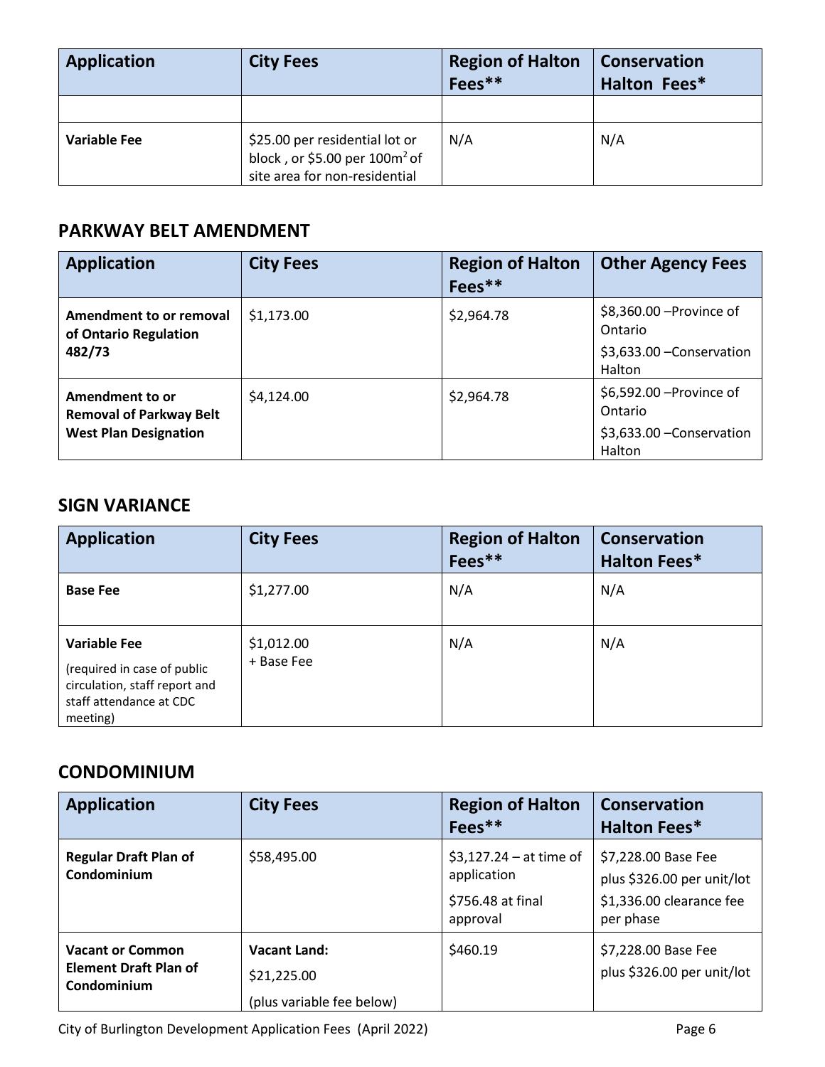| Application | City Fees | Region of Halton Fees** | Conservation Halton Fees* |
|---|---|---|---|
| | | | |
| **Variable Fee** | \$25.00 per residential lot or block , or \$5.00 per 100m² of site area for non-residential | N/A | N/A |

## PARKWAY BELT AMENDMENT

| Application | City Fees | Region of Halton Fees** | Other Agency Fees |
|---|---|---|---|
| **Amendment to or removal of Ontario Regulation 482/73** | \$1,173.00 | \$2,964.78 | \$8,360.00 –Province of Ontario<br>\$3,633.00 –Conservation Halton |
| **Amendment to or Removal of Parkway Belt West Plan Designation** | \$4,124.00 | \$2,964.78 | \$6,592.00 –Province of Ontario<br>\$3,633.00 –Conservation Halton |

## SIGN VARIANCE

| Application | City Fees | Region of Halton Fees** | Conservation Halton Fees* |
|---|---|---|---|
| **Base Fee** | \$1,277.00 | N/A | N/A |
| **Variable Fee**<br>(required in case of public circulation, staff report and staff attendance at CDC meeting) | \$1,012.00<br>+ Base Fee | N/A | N/A |

## CONDOMINIUM

| Application | City Fees | Region of Halton Fees** | Conservation Halton Fees* |
|---|---|---|---|
| **Regular Draft Plan of Condominium** | \$58,495.00 | \$3,127.24 – at time of application<br>\$756.48 at final approval | \$7,228.00 Base Fee plus \$326.00 per unit/lot<br>\$1,336.00 clearance fee per phase |
| **Vacant or Common Element Draft Plan of Condominium** | **Vacant Land:**<br>\$21,225.00<br>(plus variable fee below) | \$460.19 | \$7,228.00 Base Fee plus \$326.00 per unit/lot |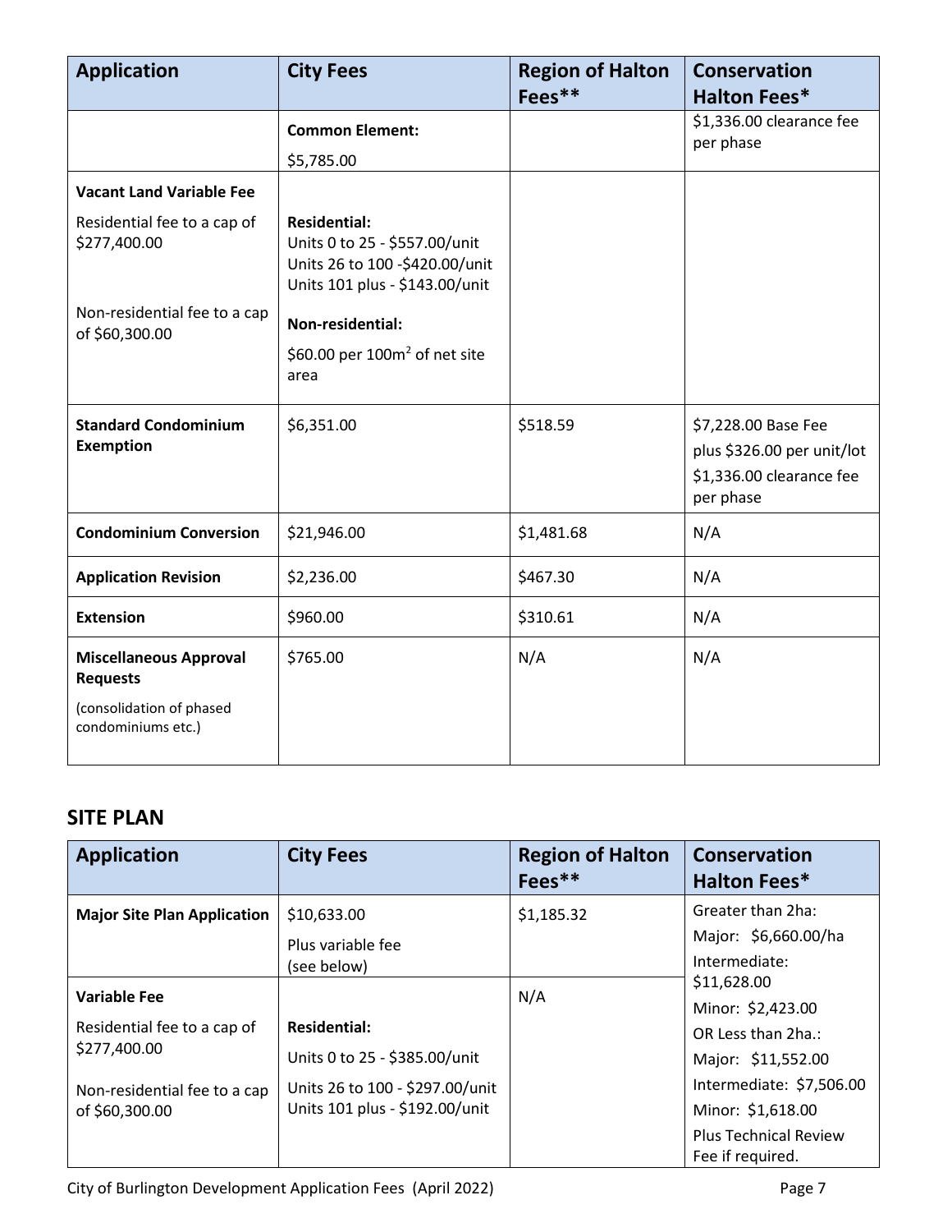| Application | City Fees | Region of Halton Fees** | Conservation Halton Fees* |
|---|---|---|---|
| | **Common Element:** $5,785.00 | | $1,336.00 clearance fee per phase |
| **Vacant Land Variable Fee**<br>Residential fee to a cap of $277,400.00<br>Non-residential fee to a cap of $60,300.00 | **Residential:**<br>Units 0 to 25 - $557.00/unit<br>Units 26 to 100 -$420.00/unit<br>Units 101 plus - $143.00/unit<br>**Non-residential:**<br>$60.00 per 100m$^2$ of net site area | | |
| **Standard Condominium Exemption** | $6,351.00 | $518.59 | $7,228.00 Base Fee<br>plus $326.00 per unit/lot<br>$1,336.00 clearance fee per phase |
| **Condominium Conversion** | $21,946.00 | $1,481.68 | N/A |
| **Application Revision** | $2,236.00 | $467.30 | N/A |
| **Extension** | $960.00 | $310.61 | N/A |
| **Miscellaneous Approval Requests**<br>(consolidation of phased condominiums etc.) | $765.00 | N/A | N/A |

## SITE PLAN

| Application | City Fees | Region of Halton Fees** | Conservation Halton Fees* |
|---|---|---|---|
| **Major Site Plan Application** | $10,633.00<br>Plus variable fee (see below) | $1,185.32 | Greater than 2ha:<br>Major: $6,660.00/ha<br>Intermediate: $11,628.00<br>Minor: $2,423.00<br>OR Less than 2ha.:<br>Major: $11,552.00<br>Intermediate: $7,506.00<br>Minor: $1,618.00<br>Plus Technical Review Fee if required. |
| **Variable Fee**<br>Residential fee to a cap of $277,400.00<br>Non-residential fee to a cap of $60,300.00 | **Residential:**<br>Units 0 to 25 - $385.00/unit<br>Units 26 to 100 - $297.00/unit<br>Units 101 plus - $192.00/unit | N/A | |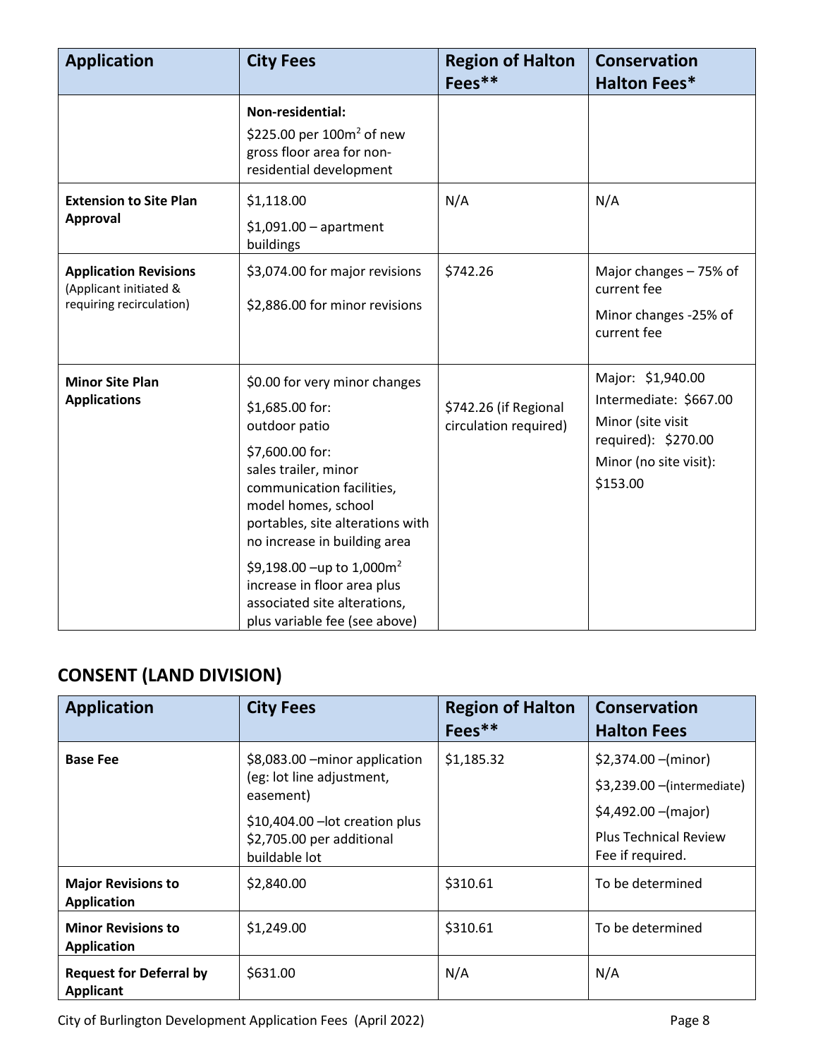| Application | City Fees | Region of Halton Fees** | Conservation Halton Fees* |
| --- | --- | --- | --- |
| | **Non-residential:** $225.00 per 100m$^2$ of new gross floor area for non-residential development | | |
| **Extension to Site Plan Approval** | $1,118.00<br>$1,091.00 – apartment buildings | N/A | N/A |
| **Application Revisions** (Applicant initiated & requiring recirculation) | $3,074.00 for major revisions<br>$2,886.00 for minor revisions | $742.26 | Major changes – 75% of current fee<br>Minor changes -25% of current fee |
| **Minor Site Plan Applications** | $0.00 for very minor changes<br>$1,685.00 for: outdoor patio<br>$7,600.00 for: sales trailer, minor communication facilities, model homes, school portables, site alterations with no increase in building area<br>$9,198.00 –up to 1,000m$^2$ increase in floor area plus associated site alterations, plus variable fee (see above) | $742.26 (if Regional circulation required) | Major: $1,940.00<br>Intermediate: $667.00<br>Minor (site visit required): $270.00<br>Minor (no site visit): $153.00 |

## CONSENT (LAND DIVISION)

| Application | City Fees | Region of Halton Fees** | Conservation Halton Fees |
| --- | --- | --- | --- |
| **Base Fee** | $8,083.00 –minor application (eg: lot line adjustment, easement)<br>$10,404.00 –lot creation plus $2,705.00 per additional buildable lot | $1,185.32 | $2,374.00 –(minor)<br>$3,239.00 –(intermediate)<br>$4,492.00 –(major)<br>Plus Technical Review Fee if required. |
| **Major Revisions to Application** | $2,840.00 | $310.61 | To be determined |
| **Minor Revisions to Application** | $1,249.00 | $310.61 | To be determined |
| **Request for Deferral by Applicant** | $631.00 | N/A | N/A |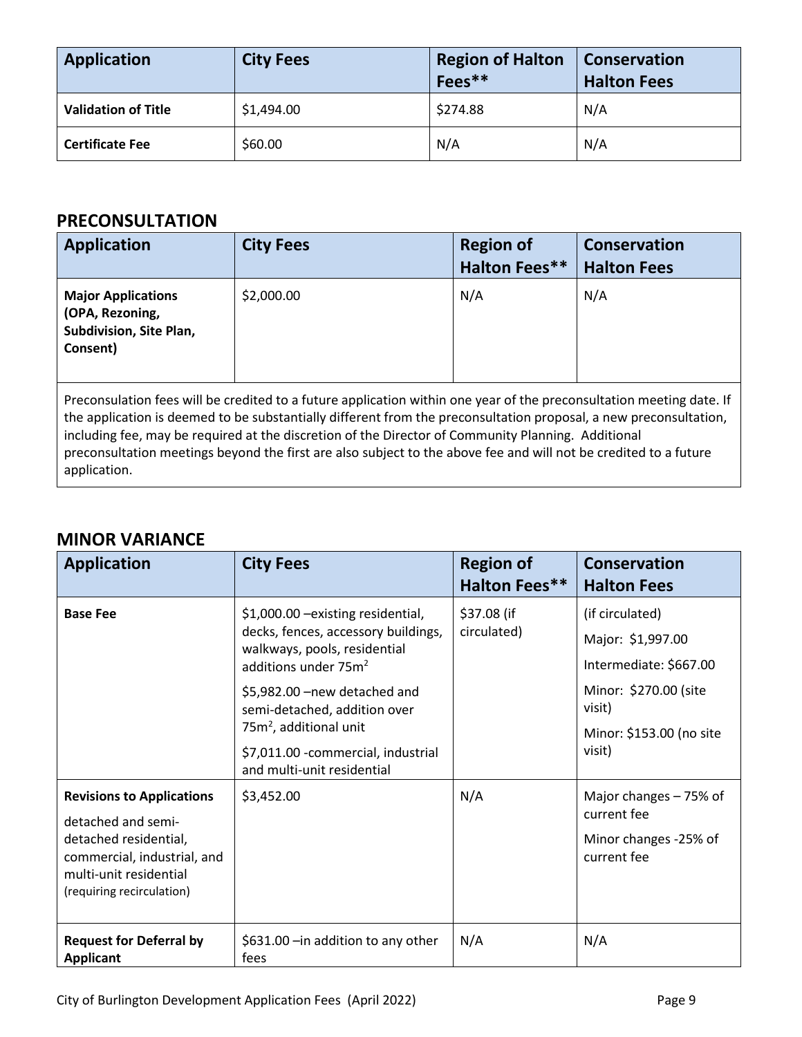| Application | City Fees | Region of Halton Fees** | Conservation Halton Fees |
|---|---|---|---|
| **Validation of Title** | $1,494.00 | $274.88 | N/A |
| **Certificate Fee** | $60.00 | N/A | N/A |

## PRECONSULTATION

| Application | City Fees | Region of Halton Fees** | Conservation Halton Fees |
|---|---|---|---|
| **Major Applications (OPA, Rezoning, Subdivision, Site Plan, Consent)** | $2,000.00 | N/A | N/A |
| Preconsulation fees will be credited to a future application within one year of the preconsultation meeting date. If the application is deemed to be substantially different from the preconsultation proposal, a new preconsultation, including fee, may be required at the discretion of the Director of Community Planning. Additional preconsultation meetings beyond the first are also subject to the above fee and will not be credited to a future application. | | | |

## MINOR VARIANCE

| Application | City Fees | Region of Halton Fees** | Conservation Halton Fees |
|---|---|---|---|
| **Base Fee** | $1,000.00 –existing residential, decks, fences, accessory buildings, walkways, pools, residential additions under 75m² <br> $5,982.00 –new detached and semi-detached, addition over 75m², additional unit <br> $7,011.00 -commercial, industrial and multi-unit residential | $37.08 (if circulated) | (if circulated) <br> Major: $1,997.00 <br> Intermediate: $667.00 <br> Minor: $270.00 (site visit) <br> Minor: $153.00 (no site visit) |
| **Revisions to Applications** <br> detached and semi-detached residential, commercial, industrial, and multi-unit residential (requiring recirculation) | $3,452.00 | N/A | Major changes – 75% of current fee <br> Minor changes -25% of current fee |
| **Request for Deferral by Applicant** | $631.00 –in addition to any other fees | N/A | N/A |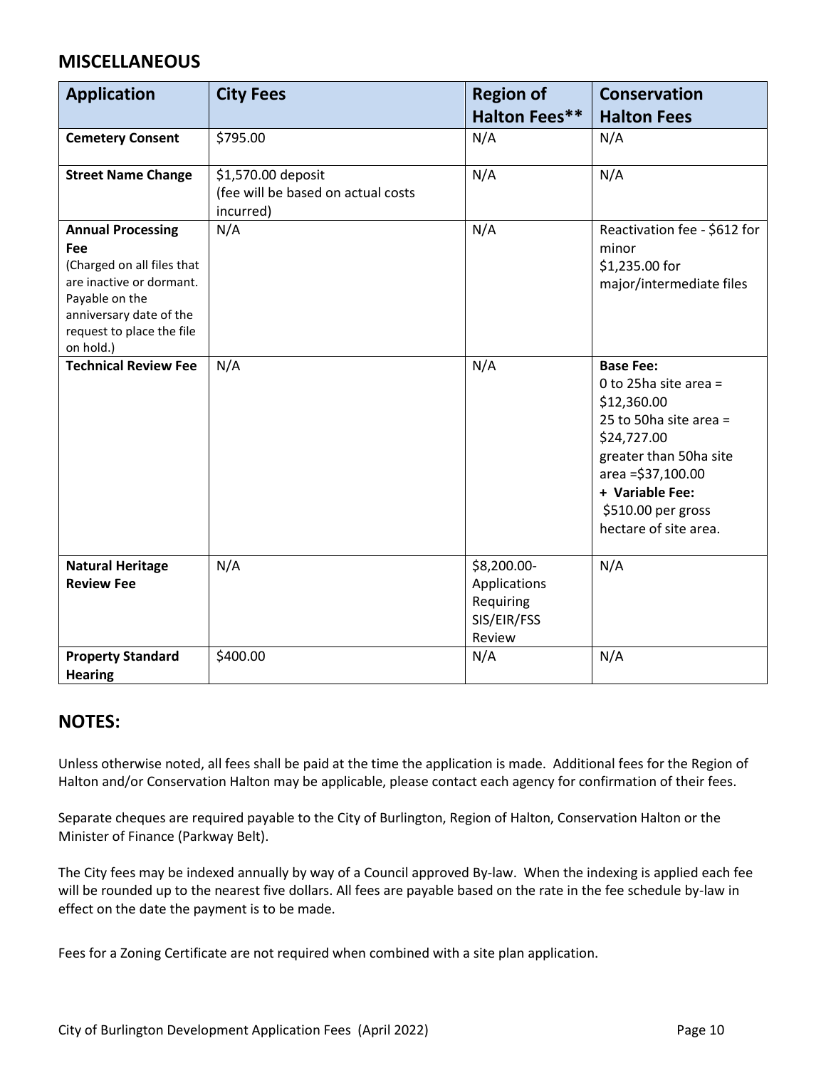## MISCELLANEOUS

| Application | City Fees | Region of Halton Fees** | Conservation Halton Fees |
|---|---|---|---|
| **Cemetery Consent** | $795.00 | N/A | N/A |
| **Street Name Change** | $1,570.00 deposit (fee will be based on actual costs incurred) | N/A | N/A |
| **Annual Processing Fee** (Charged on all files that are inactive or dormant. Payable on the anniversary date of the request to place the file on hold.) | N/A | N/A | Reactivation fee - $612 for minor<br>$1,235.00 for major/intermediate files |
| **Technical Review Fee** | N/A | N/A | **Base Fee:**<br>0 to 25ha site area = $12,360.00<br>25 to 50ha site area = $24,727.00<br>greater than 50ha site area =$37,100.00<br>**+ Variable Fee:**<br>$510.00 per gross hectare of site area. |
| **Natural Heritage Review Fee** | N/A | $8,200.00- Applications Requiring SIS/EIR/FSS Review | N/A |
| **Property Standard Hearing** | $400.00 | N/A | N/A |

## NOTES:

Unless otherwise noted, all fees shall be paid at the time the application is made. Additional fees for the Region of Halton and/or Conservation Halton may be applicable, please contact each agency for confirmation of their fees.

Separate cheques are required payable to the City of Burlington, Region of Halton, Conservation Halton or the Minister of Finance (Parkway Belt).

The City fees may be indexed annually by way of a Council approved By-law. When the indexing is applied each fee will be rounded up to the nearest five dollars. All fees are payable based on the rate in the fee schedule by-law in effect on the date the payment is to be made.

Fees for a Zoning Certificate are not required when combined with a site plan application.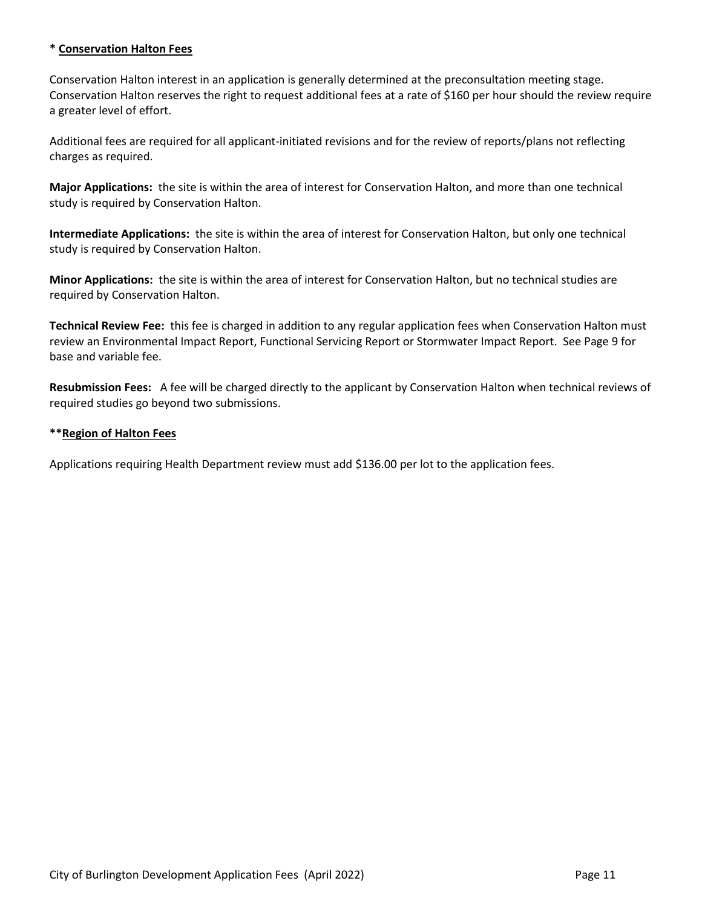**\* Conservation Halton Fees**

Conservation Halton interest in an application is generally determined at the preconsultation meeting stage. Conservation Halton reserves the right to request additional fees at a rate of $160 per hour should the review require a greater level of effort.

Additional fees are required for all applicant-initiated revisions and for the review of reports/plans not reflecting charges as required.

**Major Applications:** the site is within the area of interest for Conservation Halton, and more than one technical study is required by Conservation Halton.

**Intermediate Applications:** the site is within the area of interest for Conservation Halton, but only one technical study is required by Conservation Halton.

**Minor Applications:** the site is within the area of interest for Conservation Halton, but no technical studies are required by Conservation Halton.

**Technical Review Fee:** this fee is charged in addition to any regular application fees when Conservation Halton must review an Environmental Impact Report, Functional Servicing Report or Stormwater Impact Report. See Page 9 for base and variable fee.

**Resubmission Fees:** A fee will be charged directly to the applicant by Conservation Halton when technical reviews of required studies go beyond two submissions.

**\*\*Region of Halton Fees**

Applications requiring Health Department review must add $136.00 per lot to the application fees.